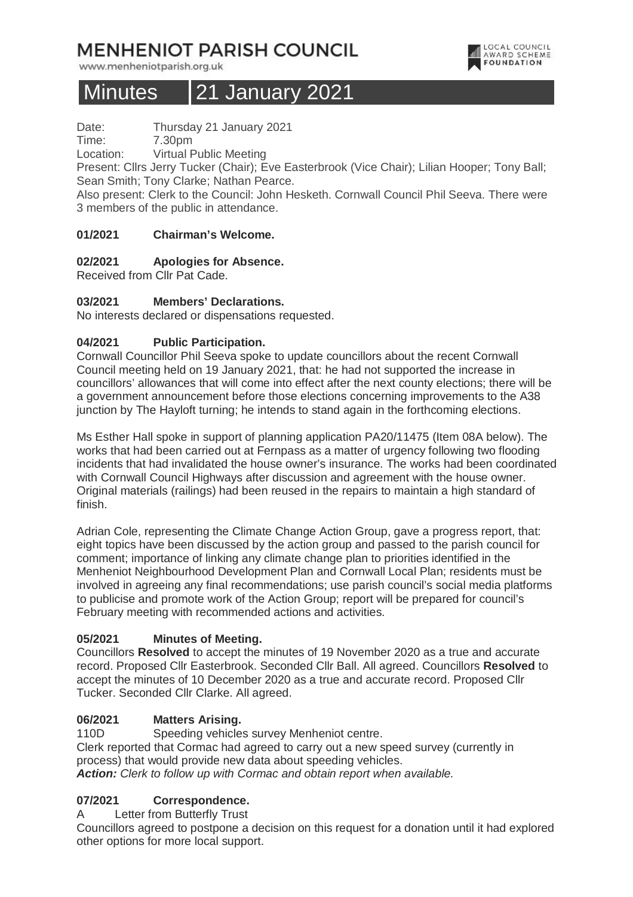# MENHENIOT PARISH COUNCIL

www.menheniotparish.org.uk

LOCAL COUNCIL AWARD SCHEME FOUNDATION

# Minutes 21 January 2021

Date: Thursday 21 January 2021
Time: 7.30pm
Location: Virtual Public Meeting

Present: Cllrs Jerry Tucker (Chair); Eve Easterbrook (Vice Chair); Lilian Hooper; Tony Ball; Sean Smith; Tony Clarke; Nathan Pearce.

Also present: Clerk to the Council: John Hesketh. Cornwall Council Phil Seeva. There were 3 members of the public in attendance.

**01/2021 Chairman's Welcome.**

**02/2021 Apologies for Absence.**

Received from Cllr Pat Cade.

**03/2021 Members' Declarations.**

No interests declared or dispensations requested.

**04/2021 Public Participation.**

Cornwall Councillor Phil Seeva spoke to update councillors about the recent Cornwall Council meeting held on 19 January 2021, that: he had not supported the increase in councillors' allowances that will come into effect after the next county elections; there will be a government announcement before those elections concerning improvements to the A38 junction by The Hayloft turning; he intends to stand again in the forthcoming elections.

Ms Esther Hall spoke in support of planning application PA20/11475 (Item 08A below). The works that had been carried out at Fernpass as a matter of urgency following two flooding incidents that had invalidated the house owner's insurance. The works had been coordinated with Cornwall Council Highways after discussion and agreement with the house owner. Original materials (railings) had been reused in the repairs to maintain a high standard of finish.

Adrian Cole, representing the Climate Change Action Group, gave a progress report, that: eight topics have been discussed by the action group and passed to the parish council for comment; importance of linking any climate change plan to priorities identified in the Menheniot Neighbourhood Development Plan and Cornwall Local Plan; residents must be involved in agreeing any final recommendations; use parish council's social media platforms to publicise and promote work of the Action Group; report will be prepared for council's February meeting with recommended actions and activities.

**05/2021 Minutes of Meeting.**

Councillors **Resolved** to accept the minutes of 19 November 2020 as a true and accurate record. Proposed Cllr Easterbrook. Seconded Cllr Ball. All agreed. Councillors **Resolved** to accept the minutes of 10 December 2020 as a true and accurate record. Proposed Cllr Tucker. Seconded Cllr Clarke. All agreed.

**06/2021 Matters Arising.**

110D Speeding vehicles survey Menheniot centre.

Clerk reported that Cormac had agreed to carry out a new speed survey (currently in process) that would provide new data about speeding vehicles.

***Action:*** *Clerk to follow up with Cormac and obtain report when available.*

**07/2021 Correspondence.**

A Letter from Butterfly Trust

Councillors agreed to postpone a decision on this request for a donation until it had explored other options for more local support.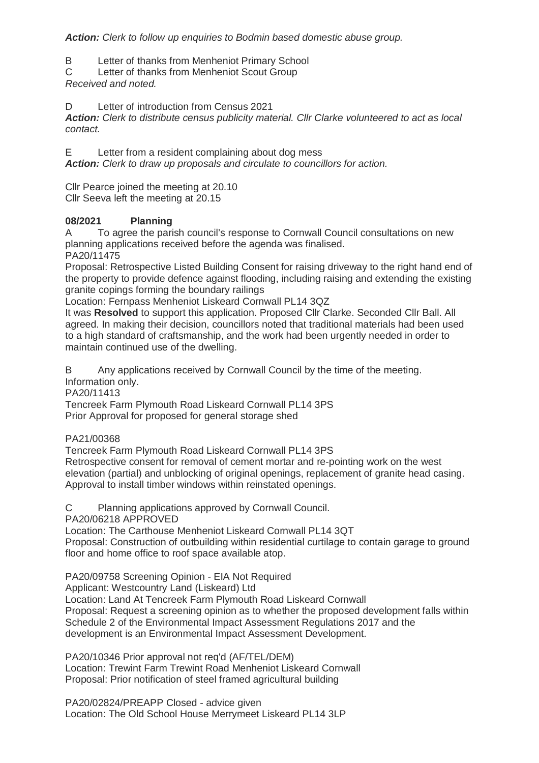***Action:*** *Clerk to follow up enquiries to Bodmin based domestic abuse group.*

B Letter of thanks from Menheniot Primary School
C Letter of thanks from Menheniot Scout Group
*Received and noted.*

D Letter of introduction from Census 2021
***Action:*** *Clerk to distribute census publicity material. Cllr Clarke volunteered to act as local contact.*

E Letter from a resident complaining about dog mess
***Action:*** *Clerk to draw up proposals and circulate to councillors for action.*

Cllr Pearce joined the meeting at 20.10
Cllr Seeva left the meeting at 20.15

**08/2021 Planning**

A To agree the parish council's response to Cornwall Council consultations on new planning applications received before the agenda was finalised.
PA20/11475
Proposal: Retrospective Listed Building Consent for raising driveway to the right hand end of the property to provide defence against flooding, including raising and extending the existing granite copings forming the boundary railings
Location: Fernpass Menheniot Liskeard Cornwall PL14 3QZ
It was **Resolved** to support this application. Proposed Cllr Clarke. Seconded Cllr Ball. All agreed. In making their decision, councillors noted that traditional materials had been used to a high standard of craftsmanship, and the work had been urgently needed in order to maintain continued use of the dwelling.

B Any applications received by Cornwall Council by the time of the meeting.
Information only.
PA20/11413
Tencreek Farm Plymouth Road Liskeard Cornwall PL14 3PS
Prior Approval for proposed for general storage shed

PA21/00368
Tencreek Farm Plymouth Road Liskeard Cornwall PL14 3PS
Retrospective consent for removal of cement mortar and re-pointing work on the west elevation (partial) and unblocking of original openings, replacement of granite head casing. Approval to install timber windows within reinstated openings.

C Planning applications approved by Cornwall Council.
PA20/06218 APPROVED
Location: The Carthouse Menheniot Liskeard Cornwall PL14 3QT
Proposal: Construction of outbuilding within residential curtilage to contain garage to ground floor and home office to roof space available atop.

PA20/09758 Screening Opinion - EIA Not Required
Applicant: Westcountry Land (Liskeard) Ltd
Location: Land At Tencreek Farm Plymouth Road Liskeard Cornwall
Proposal: Request a screening opinion as to whether the proposed development falls within Schedule 2 of the Environmental Impact Assessment Regulations 2017 and the development is an Environmental Impact Assessment Development.

PA20/10346 Prior approval not req'd (AF/TEL/DEM)
Location: Trewint Farm Trewint Road Menheniot Liskeard Cornwall
Proposal: Prior notification of steel framed agricultural building

PA20/02824/PREAPP Closed - advice given
Location: The Old School House Merrymeet Liskeard PL14 3LP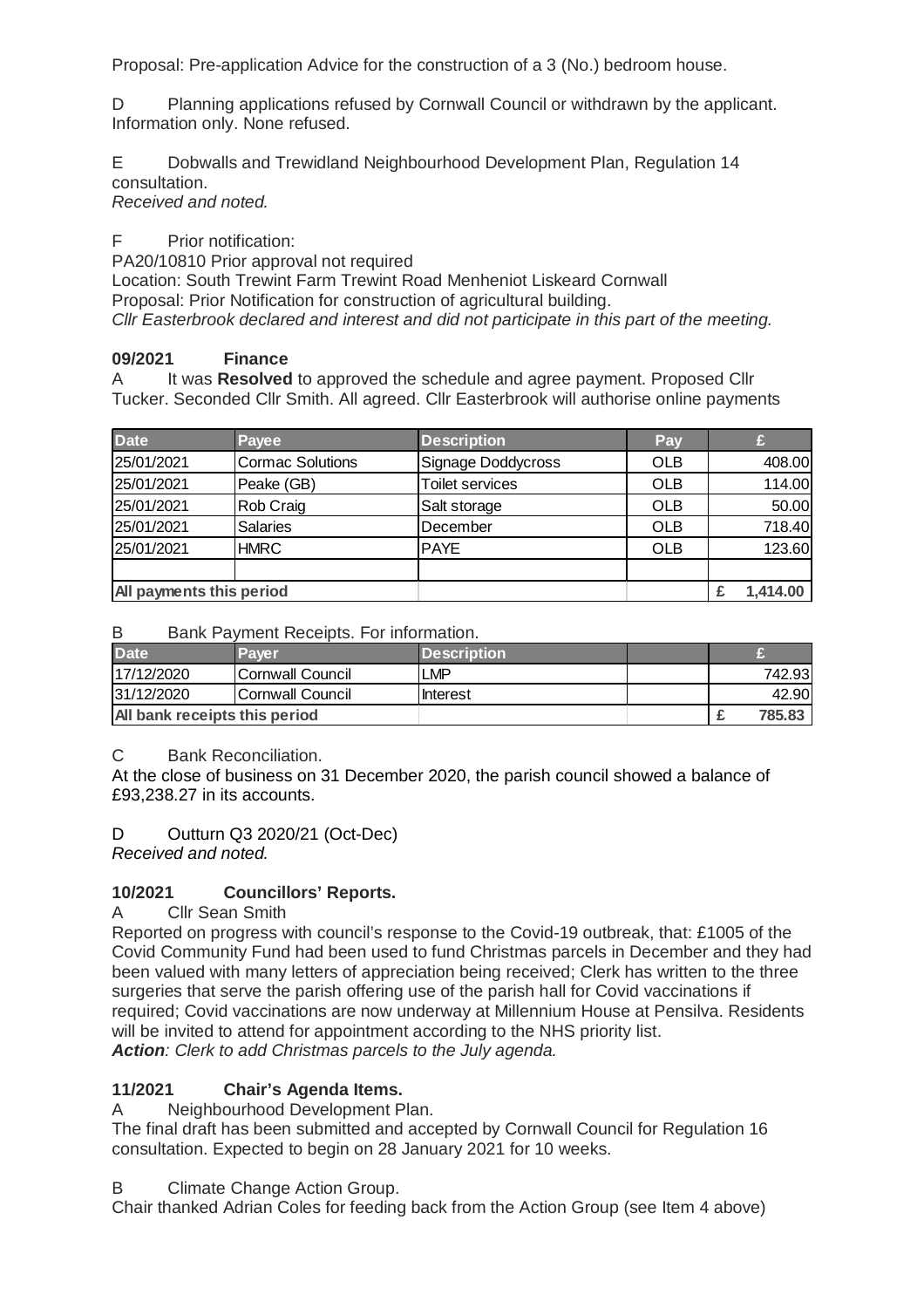Proposal: Pre-application Advice for the construction of a 3 (No.) bedroom house.

D Planning applications refused by Cornwall Council or withdrawn by the applicant. Information only. None refused.

E Dobwalls and Trewidland Neighbourhood Development Plan, Regulation 14 consultation.
*Received and noted.*

F Prior notification:
PA20/10810 Prior approval not required
Location: South Trewint Farm Trewint Road Menheniot Liskeard Cornwall
Proposal: Prior Notification for construction of agricultural building.
*Cllr Easterbrook declared and interest and did not participate in this part of the meeting.*

### 09/2021 Finance

A It was **Resolved** to approved the schedule and agree payment. Proposed Cllr Tucker. Seconded Cllr Smith. All agreed. Cllr Easterbrook will authorise online payments

| Date | Payee | Description | Pay | £ |
|---|---|---|---|---|
| 25/01/2021 | Cormac Solutions | Signage Doddycross | OLB | 408.00 |
| 25/01/2021 | Peake (GB) | Toilet services | OLB | 114.00 |
| 25/01/2021 | Rob Craig | Salt storage | OLB | 50.00 |
| 25/01/2021 | Salaries | December | OLB | 718.40 |
| 25/01/2021 | HMRC | PAYE | OLB | 123.60 |
| | | | | |
| **All payments this period** | | | | £ 1,414.00 |

B Bank Payment Receipts. For information.

| Date | Payer | Description | | £ |
|---|---|---|---|---|
| 17/12/2020 | Cornwall Council | LMP | | 742.93 |
| 31/12/2020 | Cornwall Council | Interest | | 42.90 |
| **All bank receipts this period** | | | | £ 785.83 |

C Bank Reconciliation.
At the close of business on 31 December 2020, the parish council showed a balance of £93,238.27 in its accounts.

D Outturn Q3 2020/21 (Oct-Dec)
*Received and noted.*

### 10/2021 Councillors' Reports.

A Cllr Sean Smith
Reported on progress with council's response to the Covid-19 outbreak, that: £1005 of the Covid Community Fund had been used to fund Christmas parcels in December and they had been valued with many letters of appreciation being received; Clerk has written to the three surgeries that serve the parish offering use of the parish hall for Covid vaccinations if required; Covid vaccinations are now underway at Millennium House at Pensilva. Residents will be invited to attend for appointment according to the NHS priority list.
***Action**: Clerk to add Christmas parcels to the July agenda.*

### 11/2021 Chair's Agenda Items.

A Neighbourhood Development Plan.
The final draft has been submitted and accepted by Cornwall Council for Regulation 16 consultation. Expected to begin on 28 January 2021 for 10 weeks.

B Climate Change Action Group.
Chair thanked Adrian Coles for feeding back from the Action Group (see Item 4 above)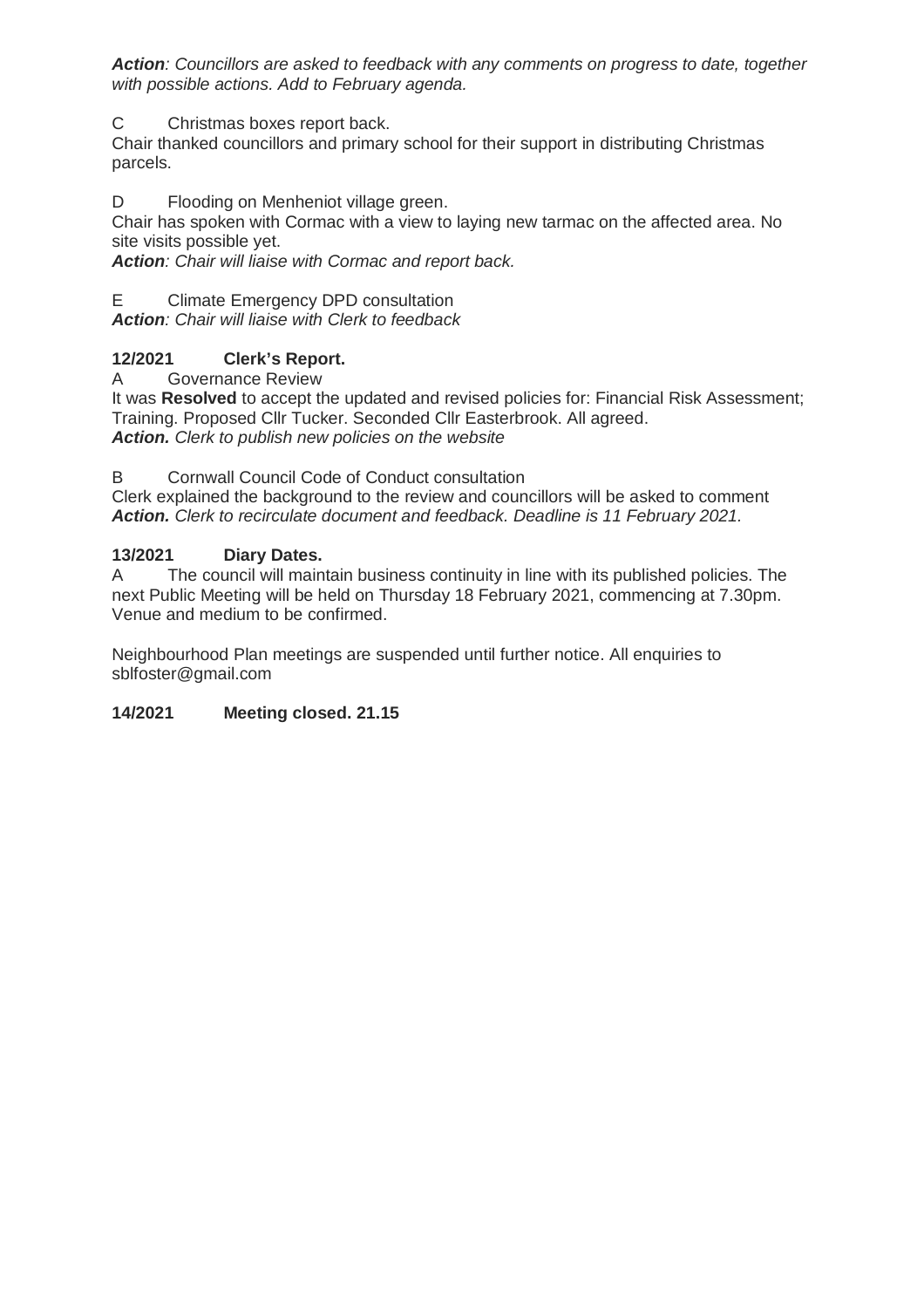***Action**: Councillors are asked to feedback with any comments on progress to date, together with possible actions. Add to February agenda.*

C Christmas boxes report back.

Chair thanked councillors and primary school for their support in distributing Christmas parcels.

D Flooding on Menheniot village green.

Chair has spoken with Cormac with a view to laying new tarmac on the affected area. No site visits possible yet.

***Action**: Chair will liaise with Cormac and report back.*

E Climate Emergency DPD consultation

***Action**: Chair will liaise with Clerk to feedback*

**12/2021 Clerk's Report.**

A Governance Review

It was **Resolved** to accept the updated and revised policies for: Financial Risk Assessment; Training. Proposed Cllr Tucker. Seconded Cllr Easterbrook. All agreed.

***Action.** Clerk to publish new policies on the website*

B Cornwall Council Code of Conduct consultation

Clerk explained the background to the review and councillors will be asked to comment

***Action.** Clerk to recirculate document and feedback. Deadline is 11 February 2021.*

**13/2021 Diary Dates.**

A The council will maintain business continuity in line with its published policies. The next Public Meeting will be held on Thursday 18 February 2021, commencing at 7.30pm. Venue and medium to be confirmed.

Neighbourhood Plan meetings are suspended until further notice. All enquiries to sblfoster@gmail.com

**14/2021 Meeting closed. 21.15**